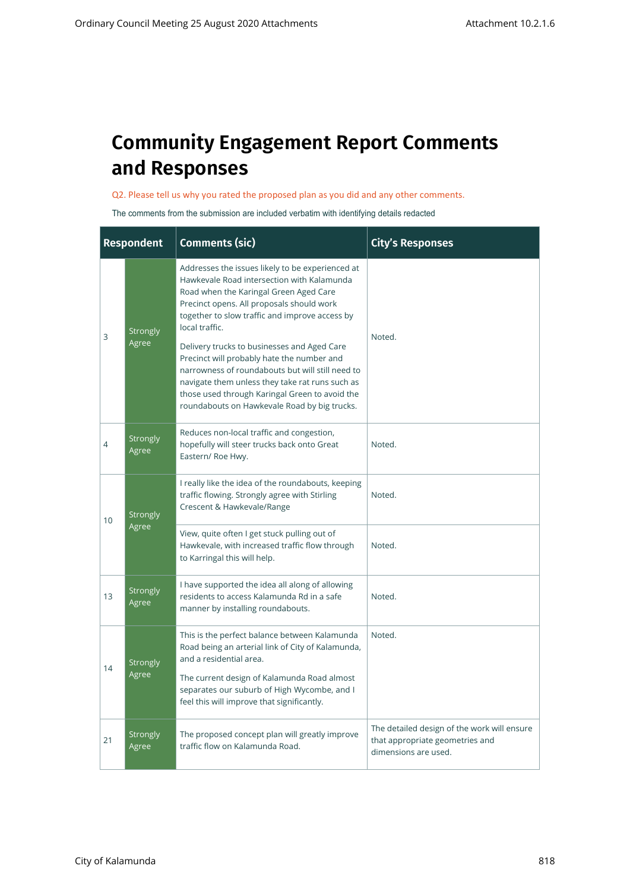# Community Engagement Report Comments and Responses

Q2. Please tell us why you rated the proposed plan as you did and any other comments.

The comments from the submission are included verbatim with identifying details redacted

| Respondent | | Comments (sic) | City's Responses |
|---|---|---|---|
| 3 | Strongly Agree | Addresses the issues likely to be experienced at Hawkevale Road intersection with Kalamunda Road when the Karingal Green Aged Care Precinct opens. All proposals should work together to slow traffic and improve access by local traffic.<br><br>Delivery trucks to businesses and Aged Care Precinct will probably hate the number and narrowness of roundabouts but will still need to navigate them unless they take rat runs such as those used through Karingal Green to avoid the roundabouts on Hawkevale Road by big trucks. | Noted. |
| 4 | Strongly Agree | Reduces non-local traffic and congestion, hopefully will steer trucks back onto Great Eastern/ Roe Hwy. | Noted. |
| 10 | Strongly Agree | I really like the idea of the roundabouts, keeping traffic flowing. Strongly agree with Stirling Crescent & Hawkevale/Range | Noted. |
| | | View, quite often I get stuck pulling out of Hawkevale, with increased traffic flow through to Karringal this will help. | Noted. |
| 13 | Strongly Agree | I have supported the idea all along of allowing residents to access Kalamunda Rd in a safe manner by installing roundabouts. | Noted. |
| 14 | Strongly Agree | This is the perfect balance between Kalamunda Road being an arterial link of City of Kalamunda, and a residential area.<br><br>The current design of Kalamunda Road almost separates our suburb of High Wycombe, and I feel this will improve that significantly. | Noted. |
| 21 | Strongly Agree | The proposed concept plan will greatly improve traffic flow on Kalamunda Road. | The detailed design of the work will ensure that appropriate geometries and dimensions are used. |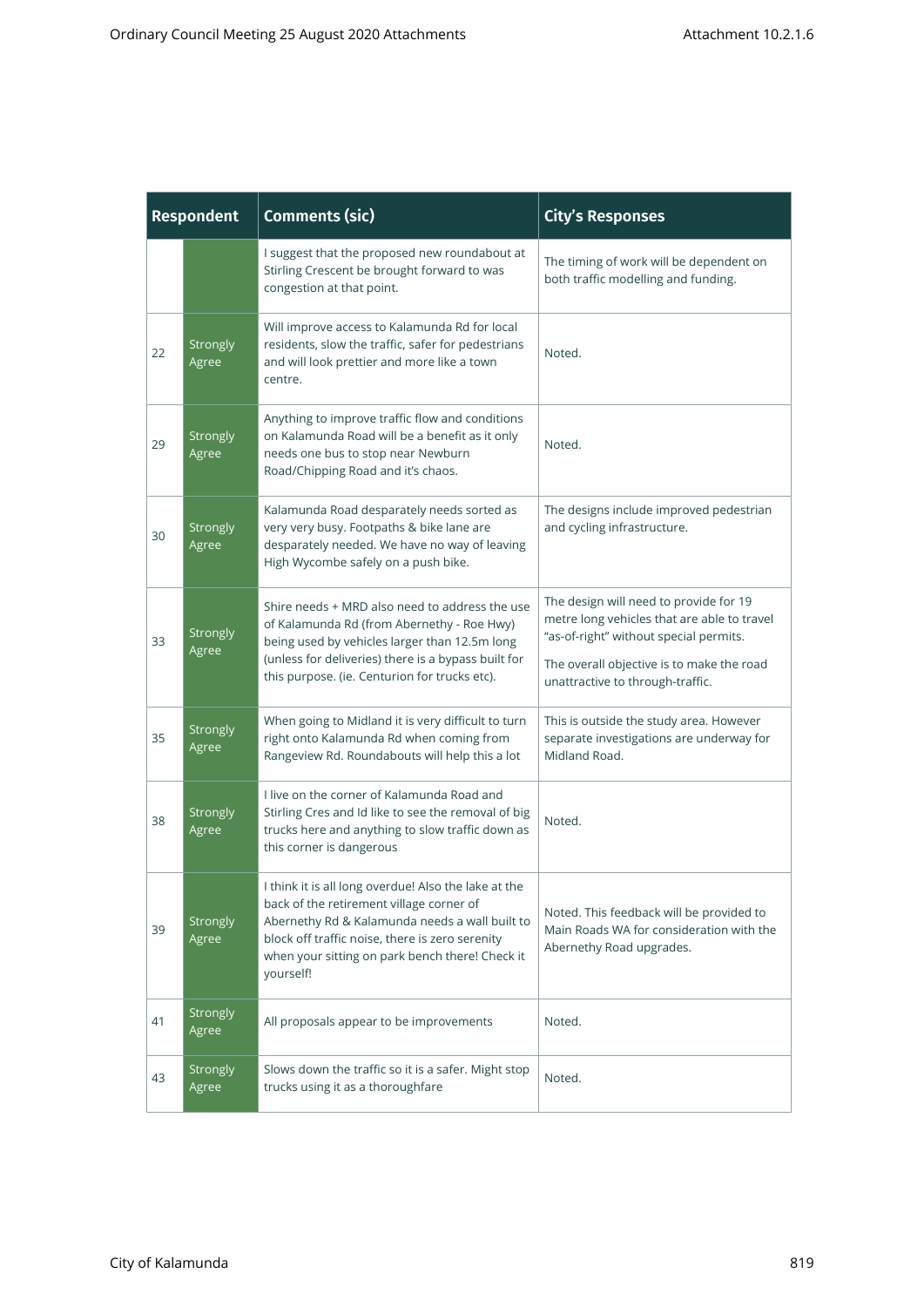| Respondent | | Comments (sic) | City's Responses |
|---|---|---|---|
| | | I suggest that the proposed new roundabout at Stirling Crescent be brought forward to was congestion at that point. | The timing of work will be dependent on both traffic modelling and funding. |
| 22 | Strongly Agree | Will improve access to Kalamunda Rd for local residents, slow the traffic, safer for pedestrians and will look prettier and more like a town centre. | Noted. |
| 29 | Strongly Agree | Anything to improve traffic flow and conditions on Kalamunda Road will be a benefit as it only needs one bus to stop near Newburn Road/Chipping Road and it's chaos. | Noted. |
| 30 | Strongly Agree | Kalamunda Road desparately needs sorted as very very busy. Footpaths & bike lane are desparately needed. We have no way of leaving High Wycombe safely on a push bike. | The designs include improved pedestrian and cycling infrastructure. |
| 33 | Strongly Agree | Shire needs + MRD also need to address the use of Kalamunda Rd (from Abernethy - Roe Hwy) being used by vehicles larger than 12.5m long (unless for deliveries) there is a bypass built for this purpose. (ie. Centurion for trucks etc). | The design will need to provide for 19 metre long vehicles that are able to travel "as-of-right" without special permits.<br><br>The overall objective is to make the road unattractive to through-traffic. |
| 35 | Strongly Agree | When going to Midland it is very difficult to turn right onto Kalamunda Rd when coming from Rangeview Rd. Roundabouts will help this a lot | This is outside the study area. However separate investigations are underway for Midland Road. |
| 38 | Strongly Agree | I live on the corner of Kalamunda Road and Stirling Cres and Id like to see the removal of big trucks here and anything to slow traffic down as this corner is dangerous | Noted. |
| 39 | Strongly Agree | I think it is all long overdue! Also the lake at the back of the retirement village corner of Abernethy Rd & Kalamunda needs a wall built to block off traffic noise, there is zero serenity when your sitting on park bench there! Check it yourself! | Noted. This feedback will be provided to Main Roads WA for consideration with the Abernethy Road upgrades. |
| 41 | Strongly Agree | All proposals appear to be improvements | Noted. |
| 43 | Strongly Agree | Slows down the traffic so it is a safer. Might stop trucks using it as a thoroughfare | Noted. |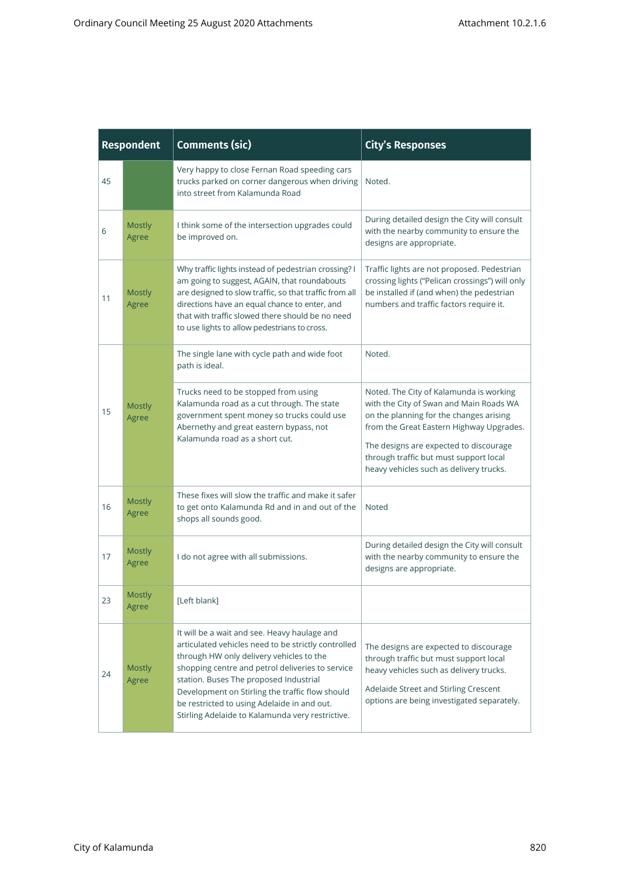| Respondent | | Comments (sic) | City's Responses |
|---|---|---|---|
| 45 | | Very happy to close Fernan Road speeding cars trucks parked on corner dangerous when driving into street from Kalamunda Road | Noted. |
| 6 | Mostly Agree | I think some of the intersection upgrades could be improved on. | During detailed design the City will consult with the nearby community to ensure the designs are appropriate. |
| 11 | Mostly Agree | Why traffic lights instead of pedestrian crossing? I am going to suggest, AGAIN, that roundabouts are designed to slow traffic, so that traffic from all directions have an equal chance to enter, and that with traffic slowed there should be no need to use lights to allow pedestrians to cross. | Traffic lights are not proposed. Pedestrian crossing lights ("Pelican crossings") will only be installed if (and when) the pedestrian numbers and traffic factors require it. |
| 15 | Mostly Agree | The single lane with cycle path and wide foot path is ideal. | Noted. |
| | | Trucks need to be stopped from using Kalamunda road as a cut through. The state government spent money so trucks could use Abernethy and great eastern bypass, not Kalamunda road as a short cut. | Noted. The City of Kalamunda is working with the City of Swan and Main Roads WA on the planning for the changes arising from the Great Eastern Highway Upgrades.<br><br>The designs are expected to discourage through traffic but must support local heavy vehicles such as delivery trucks. |
| 16 | Mostly Agree | These fixes will slow the traffic and make it safer to get onto Kalamunda Rd and in and out of the shops all sounds good. | Noted |
| 17 | Mostly Agree | I do not agree with all submissions. | During detailed design the City will consult with the nearby community to ensure the designs are appropriate. |
| 23 | Mostly Agree | [Left blank] | |
| 24 | Mostly Agree | It will be a wait and see. Heavy haulage and articulated vehicles need to be strictly controlled through HW only delivery vehicles to the shopping centre and petrol deliveries to service station. Buses The proposed Industrial Development on Stirling the traffic flow should be restricted to using Adelaide in and out. Stirling Adelaide to Kalamunda very restrictive. | The designs are expected to discourage through traffic but must support local heavy vehicles such as delivery trucks.<br><br>Adelaide Street and Stirling Crescent options are being investigated separately. |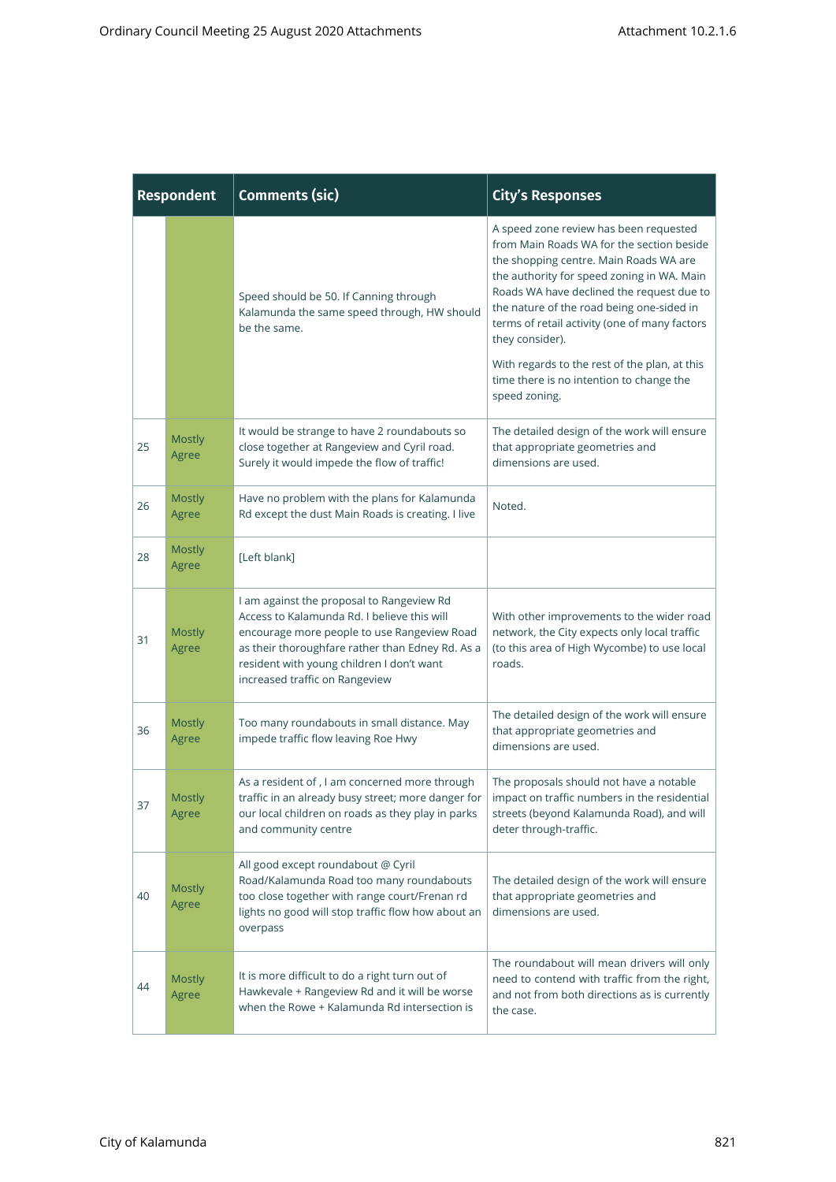| Respondent | | Comments (sic) | City's Responses |
|---|---|---|---|
| | | Speed should be 50. If Canning through Kalamunda the same speed through, HW should be the same. | A speed zone review has been requested from Main Roads WA for the section beside the shopping centre. Main Roads WA are the authority for speed zoning in WA. Main Roads WA have declined the request due to the nature of the road being one-sided in terms of retail activity (one of many factors they consider).<br><br>With regards to the rest of the plan, at this time there is no intention to change the speed zoning. |
| 25 | Mostly Agree | It would be strange to have 2 roundabouts so close together at Rangeview and Cyril road. Surely it would impede the flow of traffic! | The detailed design of the work will ensure that appropriate geometries and dimensions are used. |
| 26 | Mostly Agree | Have no problem with the plans for Kalamunda Rd except the dust Main Roads is creating. I live | Noted. |
| 28 | Mostly Agree | [Left blank] | |
| 31 | Mostly Agree | I am against the proposal to Rangeview Rd Access to Kalamunda Rd. I believe this will encourage more people to use Rangeview Road as their thoroughfare rather than Edney Rd. As a resident with young children I don't want increased traffic on Rangeview | With other improvements to the wider road network, the City expects only local traffic (to this area of High Wycombe) to use local roads. |
| 36 | Mostly Agree | Too many roundabouts in small distance. May impede traffic flow leaving Roe Hwy | The detailed design of the work will ensure that appropriate geometries and dimensions are used. |
| 37 | Mostly Agree | As a resident of , I am concerned more through traffic in an already busy street; more danger for our local children on roads as they play in parks and community centre | The proposals should not have a notable impact on traffic numbers in the residential streets (beyond Kalamunda Road), and will deter through-traffic. |
| 40 | Mostly Agree | All good except roundabout @ Cyril Road/Kalamunda Road too many roundabouts too close together with range court/Frenan rd lights no good will stop traffic flow how about an overpass | The detailed design of the work will ensure that appropriate geometries and dimensions are used. |
| 44 | Mostly Agree | It is more difficult to do a right turn out of Hawkevale + Rangeview Rd and it will be worse when the Rowe + Kalamunda Rd intersection is | The roundabout will mean drivers will only need to contend with traffic from the right, and not from both directions as is currently the case. |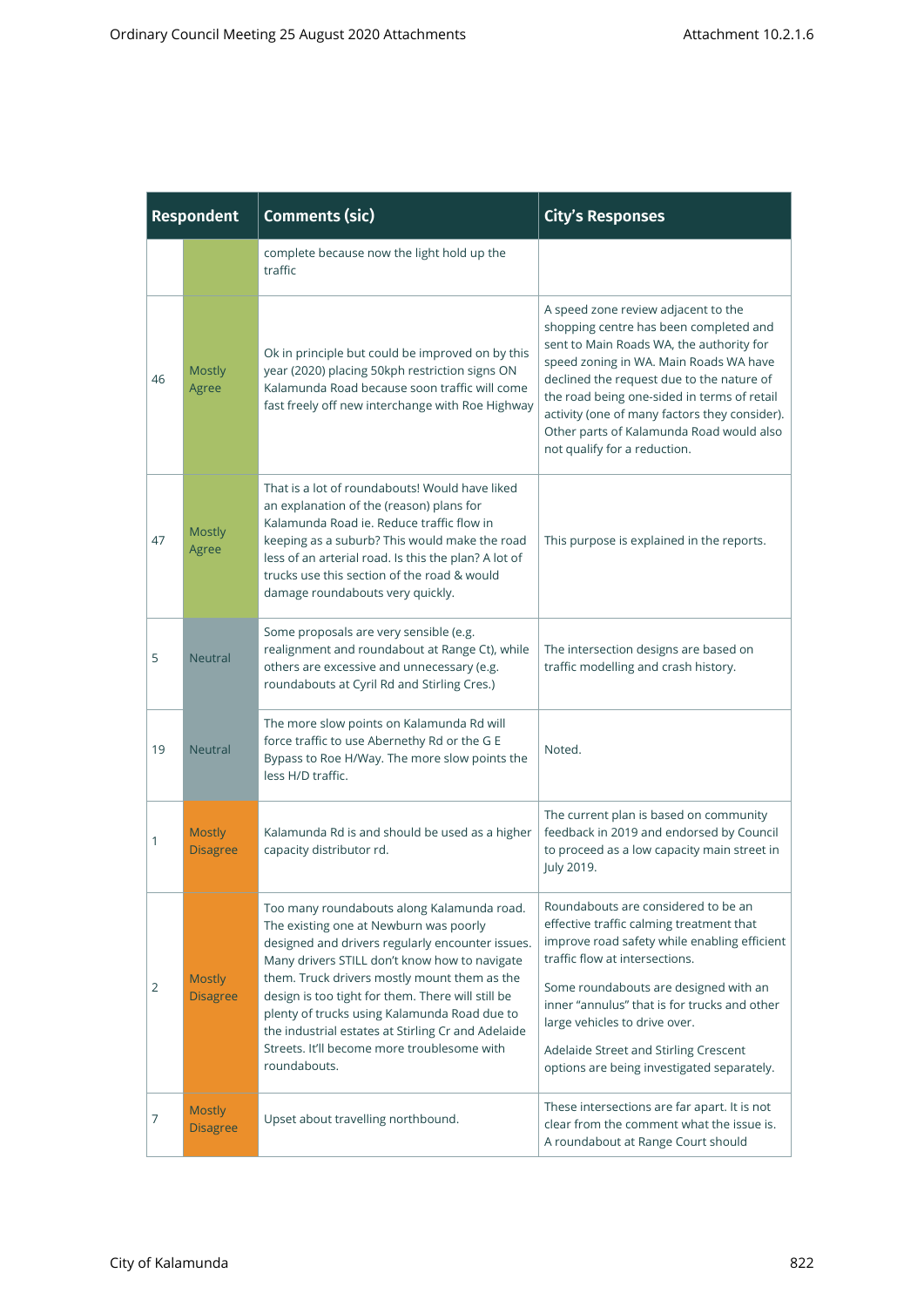| Respondent | | Comments (sic) | City's Responses |
|---|---|---|---|
| | | complete because now the light hold up the traffic | |
| 46 | Mostly Agree | Ok in principle but could be improved on by this year (2020) placing 50kph restriction signs ON Kalamunda Road because soon traffic will come fast freely off new interchange with Roe Highway | A speed zone review adjacent to the shopping centre has been completed and sent to Main Roads WA, the authority for speed zoning in WA. Main Roads WA have declined the request due to the nature of the road being one-sided in terms of retail activity (one of many factors they consider). Other parts of Kalamunda Road would also not qualify for a reduction. |
| 47 | Mostly Agree | That is a lot of roundabouts! Would have liked an explanation of the (reason) plans for Kalamunda Road ie. Reduce traffic flow in keeping as a suburb? This would make the road less of an arterial road. Is this the plan? A lot of trucks use this section of the road & would damage roundabouts very quickly. | This purpose is explained in the reports. |
| 5 | Neutral | Some proposals are very sensible (e.g. realignment and roundabout at Range Ct), while others are excessive and unnecessary (e.g. roundabouts at Cyril Rd and Stirling Cres.) | The intersection designs are based on traffic modelling and crash history. |
| 19 | Neutral | The more slow points on Kalamunda Rd will force traffic to use Abernethy Rd or the G E Bypass to Roe H/Way. The more slow points the less H/D traffic. | Noted. |
| 1 | Mostly Disagree | Kalamunda Rd is and should be used as a higher capacity distributor rd. | The current plan is based on community feedback in 2019 and endorsed by Council to proceed as a low capacity main street in July 2019. |
| 2 | Mostly Disagree | Too many roundabouts along Kalamunda road. The existing one at Newburn was poorly designed and drivers regularly encounter issues. Many drivers STILL don't know how to navigate them. Truck drivers mostly mount them as the design is too tight for them. There will still be plenty of trucks using Kalamunda Road due to the industrial estates at Stirling Cr and Adelaide Streets. It'll become more troublesome with roundabouts. | Roundabouts are considered to be an effective traffic calming treatment that improve road safety while enabling efficient traffic flow at intersections.<br><br>Some roundabouts are designed with an inner "annulus" that is for trucks and other large vehicles to drive over.<br><br>Adelaide Street and Stirling Crescent options are being investigated separately. |
| 7 | Mostly Disagree | Upset about travelling northbound. | These intersections are far apart. It is not clear from the comment what the issue is. A roundabout at Range Court should |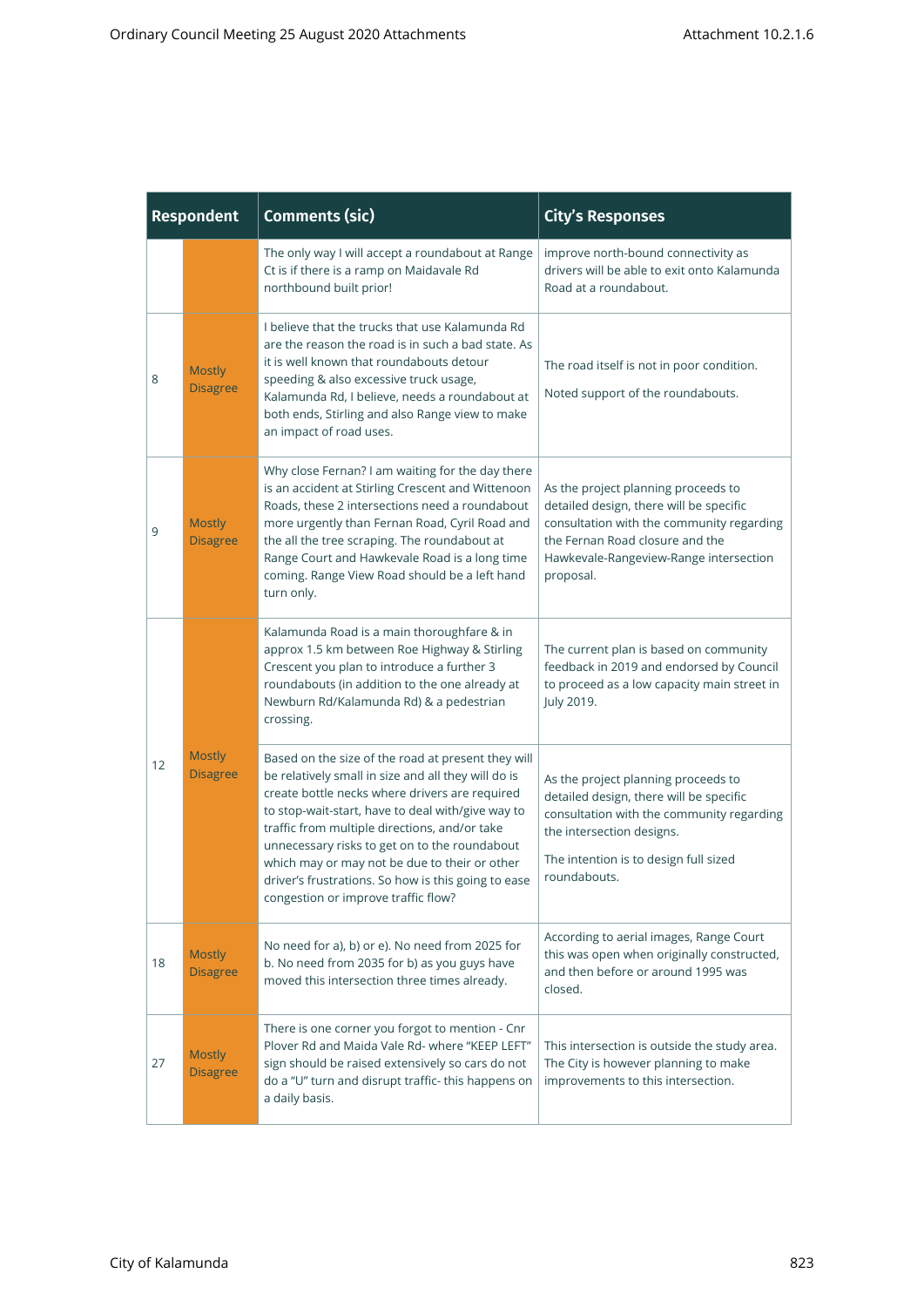| Respondent | | Comments (sic) | City's Responses |
|---|---|---|---|
| | | The only way I will accept a roundabout at Range Ct is if there is a ramp on Maidavale Rd northbound built prior! | improve north-bound connectivity as drivers will be able to exit onto Kalamunda Road at a roundabout. |
| 8 | Mostly Disagree | I believe that the trucks that use Kalamunda Rd are the reason the road is in such a bad state. As it is well known that roundabouts detour speeding & also excessive truck usage, Kalamunda Rd, I believe, needs a roundabout at both ends, Stirling and also Range view to make an impact of road uses. | The road itself is not in poor condition.<br><br>Noted support of the roundabouts. |
| 9 | Mostly Disagree | Why close Fernan? I am waiting for the day there is an accident at Stirling Crescent and Wittenoon Roads, these 2 intersections need a roundabout more urgently than Fernan Road, Cyril Road and the all the tree scraping. The roundabout at Range Court and Hawkevale Road is a long time coming. Range View Road should be a left hand turn only. | As the project planning proceeds to detailed design, there will be specific consultation with the community regarding the Fernan Road closure and the Hawkevale-Rangeview-Range intersection proposal. |
| 12 | Mostly Disagree | Kalamunda Road is a main thoroughfare & in approx 1.5 km between Roe Highway & Stirling Crescent you plan to introduce a further 3 roundabouts (in addition to the one already at Newburn Rd/Kalamunda Rd) & a pedestrian crossing. | The current plan is based on community feedback in 2019 and endorsed by Council to proceed as a low capacity main street in July 2019. |
| | | Based on the size of the road at present they will be relatively small in size and all they will do is create bottle necks where drivers are required to stop-wait-start, have to deal with/give way to traffic from multiple directions, and/or take unnecessary risks to get on to the roundabout which may or may not be due to their or other driver's frustrations. So how is this going to ease congestion or improve traffic flow? | As the project planning proceeds to detailed design, there will be specific consultation with the community regarding the intersection designs.<br><br>The intention is to design full sized roundabouts. |
| 18 | Mostly Disagree | No need for a), b) or e). No need from 2025 for b. No need from 2035 for b) as you guys have moved this intersection three times already. | According to aerial images, Range Court this was open when originally constructed, and then before or around 1995 was closed. |
| 27 | Mostly Disagree | There is one corner you forgot to mention - Cnr Plover Rd and Maida Vale Rd- where "KEEP LEFT" sign should be raised extensively so cars do not do a "U" turn and disrupt traffic- this happens on a daily basis. | This intersection is outside the study area. The City is however planning to make improvements to this intersection. |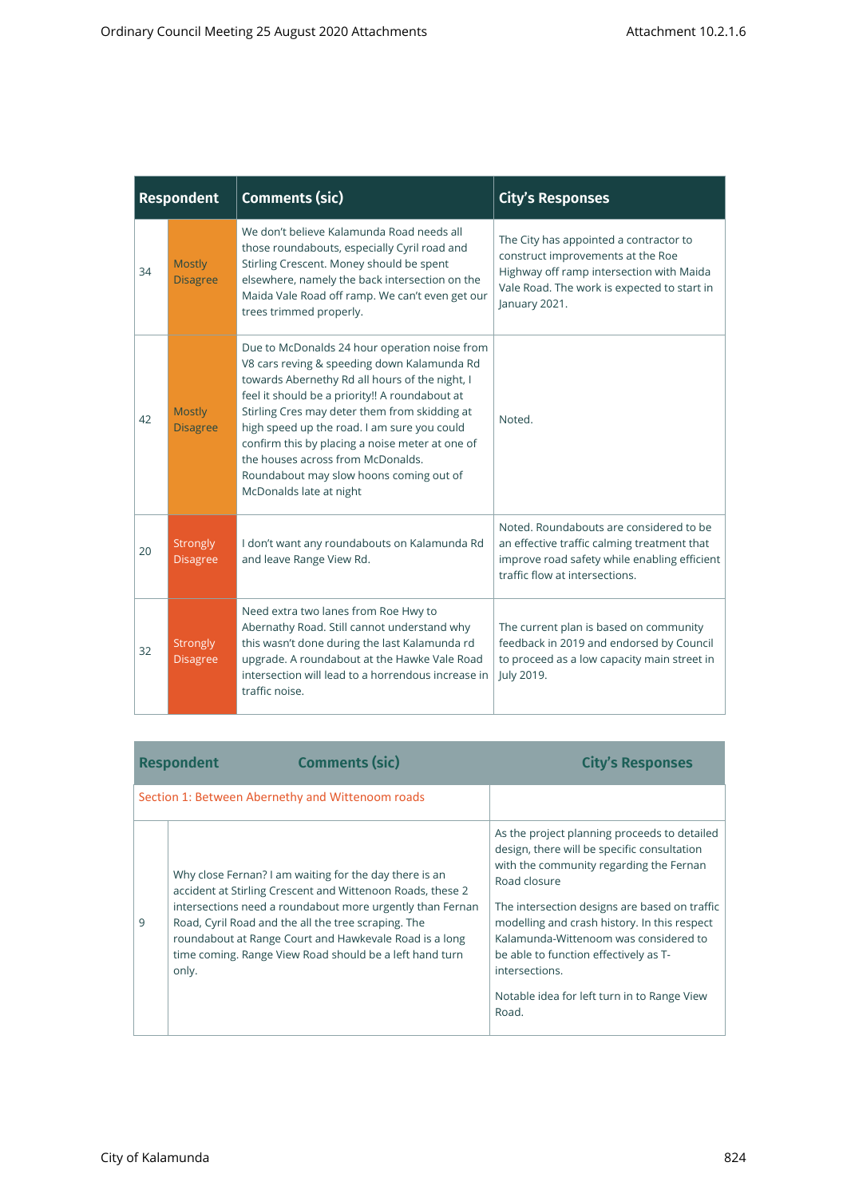| Respondent | | Comments (sic) | City's Responses |
|---|---|---|---|
| 34 | Mostly Disagree | We don't believe Kalamunda Road needs all those roundabouts, especially Cyril road and Stirling Crescent. Money should be spent elsewhere, namely the back intersection on the Maida Vale Road off ramp. We can't even get our trees trimmed properly. | The City has appointed a contractor to construct improvements at the Roe Highway off ramp intersection with Maida Vale Road. The work is expected to start in January 2021. |
| 42 | Mostly Disagree | Due to McDonalds 24 hour operation noise from V8 cars reving & speeding down Kalamunda Rd towards Abernethy Rd all hours of the night, I feel it should be a priority!! A roundabout at Stirling Cres may deter them from skidding at high speed up the road. I am sure you could confirm this by placing a noise meter at one of the houses across from McDonalds. Roundabout may slow hoons coming out of McDonalds late at night | Noted. |
| 20 | Strongly Disagree | I don't want any roundabouts on Kalamunda Rd and leave Range View Rd. | Noted. Roundabouts are considered to be an effective traffic calming treatment that improve road safety while enabling efficient traffic flow at intersections. |
| 32 | Strongly Disagree | Need extra two lanes from Roe Hwy to Abernathy Road. Still cannot understand why this wasn't done during the last Kalamunda rd upgrade. A roundabout at the Hawke Vale Road intersection will lead to a horrendous increase in traffic noise. | The current plan is based on community feedback in 2019 and endorsed by Council to proceed as a low capacity main street in July 2019. |

| Respondent | Comments (sic) | City's Responses |
|---|---|---|
| Section 1: Between Abernethy and Wittenoom roads | | |
| 9 | Why close Fernan? I am waiting for the day there is an accident at Stirling Crescent and Wittenoon Roads, these 2 intersections need a roundabout more urgently than Fernan Road, Cyril Road and the all the tree scraping. The roundabout at Range Court and Hawkevale Road is a long time coming. Range View Road should be a left hand turn only. | As the project planning proceeds to detailed design, there will be specific consultation with the community regarding the Fernan Road closure<br><br>The intersection designs are based on traffic modelling and crash history. In this respect Kalamunda-Wittenoom was considered to be able to function effectively as T-intersections.<br><br>Notable idea for left turn in to Range View Road. |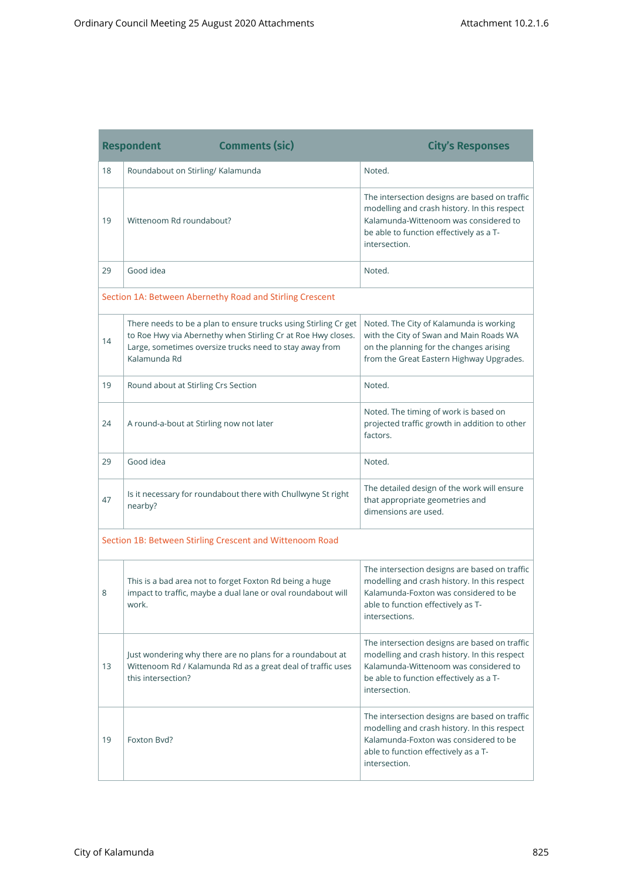| Respondent | Comments (sic) | City's Responses |
|---|---|---|
| 18 | Roundabout on Stirling/ Kalamunda | Noted. |
| 19 | Wittenoom Rd roundabout? | The intersection designs are based on traffic modelling and crash history. In this respect Kalamunda-Wittenoom was considered to be able to function effectively as a T-intersection. |
| 29 | Good idea | Noted. |
| Section 1A: Between Abernethy Road and Stirling Crescent | | |
| 14 | There needs to be a plan to ensure trucks using Stirling Cr get to Roe Hwy via Abernethy when Stirling Cr at Roe Hwy closes. Large, sometimes oversize trucks need to stay away from Kalamunda Rd | Noted. The City of Kalamunda is working with the City of Swan and Main Roads WA on the planning for the changes arising from the Great Eastern Highway Upgrades. |
| 19 | Round about at Stirling Crs Section | Noted. |
| 24 | A round-a-bout at Stirling now not later | Noted. The timing of work is based on projected traffic growth in addition to other factors. |
| 29 | Good idea | Noted. |
| 47 | Is it necessary for roundabout there with Chullwyne St right nearby? | The detailed design of the work will ensure that appropriate geometries and dimensions are used. |
| Section 1B: Between Stirling Crescent and Wittenoom Road | | |
| 8 | This is a bad area not to forget Foxton Rd being a huge impact to traffic, maybe a dual lane or oval roundabout will work. | The intersection designs are based on traffic modelling and crash history. In this respect Kalamunda-Foxton was considered to be able to function effectively as T-intersections. |
| 13 | Just wondering why there are no plans for a roundabout at Wittenoom Rd / Kalamunda Rd as a great deal of traffic uses this intersection? | The intersection designs are based on traffic modelling and crash history. In this respect Kalamunda-Wittenoom was considered to be able to function effectively as a T-intersection. |
| 19 | Foxton Bvd? | The intersection designs are based on traffic modelling and crash history. In this respect Kalamunda-Foxton was considered to be able to function effectively as a T-intersection. |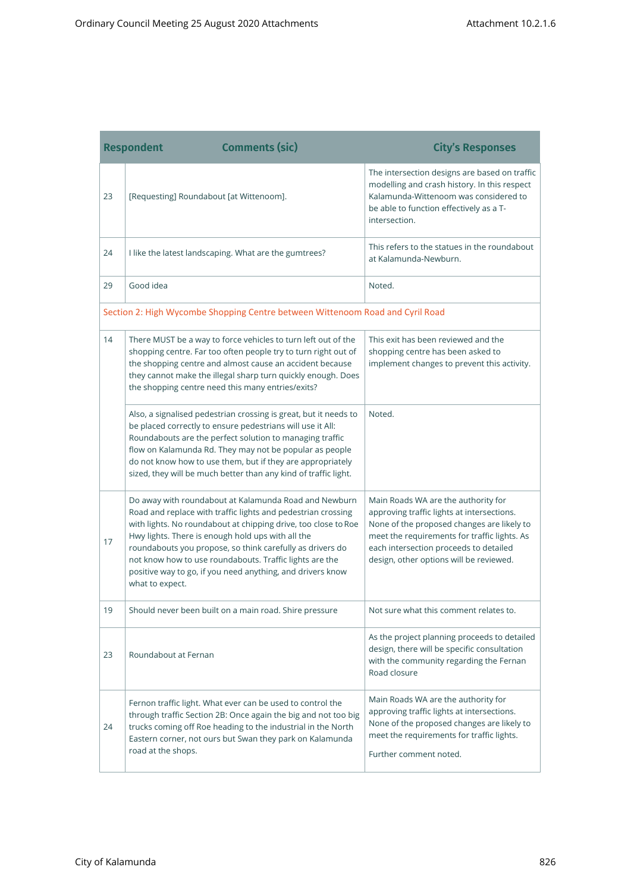| Respondent | Comments (sic) | City's Responses |
|---|---|---|
| 23 | [Requesting] Roundabout [at Wittenoom]. | The intersection designs are based on traffic modelling and crash history. In this respect Kalamunda-Wittenoom was considered to be able to function effectively as a T-intersection. |
| 24 | I like the latest landscaping. What are the gumtrees? | This refers to the statues in the roundabout at Kalamunda-Newburn. |
| 29 | Good idea | Noted. |
| Section 2: High Wycombe Shopping Centre between Wittenoom Road and Cyril Road | | |
| 14 | There MUST be a way to force vehicles to turn left out of the shopping centre. Far too often people try to turn right out of the shopping centre and almost cause an accident because they cannot make the illegal sharp turn quickly enough. Does the shopping centre need this many entries/exits? | This exit has been reviewed and the shopping centre has been asked to implement changes to prevent this activity. |
| | Also, a signalised pedestrian crossing is great, but it needs to be placed correctly to ensure pedestrians will use it All: Roundabouts are the perfect solution to managing traffic flow on Kalamunda Rd. They may not be popular as people do not know how to use them, but if they are appropriately sized, they will be much better than any kind of traffic light. | Noted. |
| 17 | Do away with roundabout at Kalamunda Road and Newburn Road and replace with traffic lights and pedestrian crossing with lights. No roundabout at chipping drive, too close to Roe Hwy lights. There is enough hold ups with all the roundabouts you propose, so think carefully as drivers do not know how to use roundabouts. Traffic lights are the positive way to go, if you need anything, and drivers know what to expect. | Main Roads WA are the authority for approving traffic lights at intersections. None of the proposed changes are likely to meet the requirements for traffic lights. As each intersection proceeds to detailed design, other options will be reviewed. |
| 19 | Should never been built on a main road. Shire pressure | Not sure what this comment relates to. |
| 23 | Roundabout at Fernan | As the project planning proceeds to detailed design, there will be specific consultation with the community regarding the Fernan Road closure |
| 24 | Fernon traffic light. What ever can be used to control the through traffic Section 2B: Once again the big and not too big trucks coming off Roe heading to the industrial in the North Eastern corner, not ours but Swan they park on Kalamunda road at the shops. | Main Roads WA are the authority for approving traffic lights at intersections. None of the proposed changes are likely to meet the requirements for traffic lights.<br><br>Further comment noted. |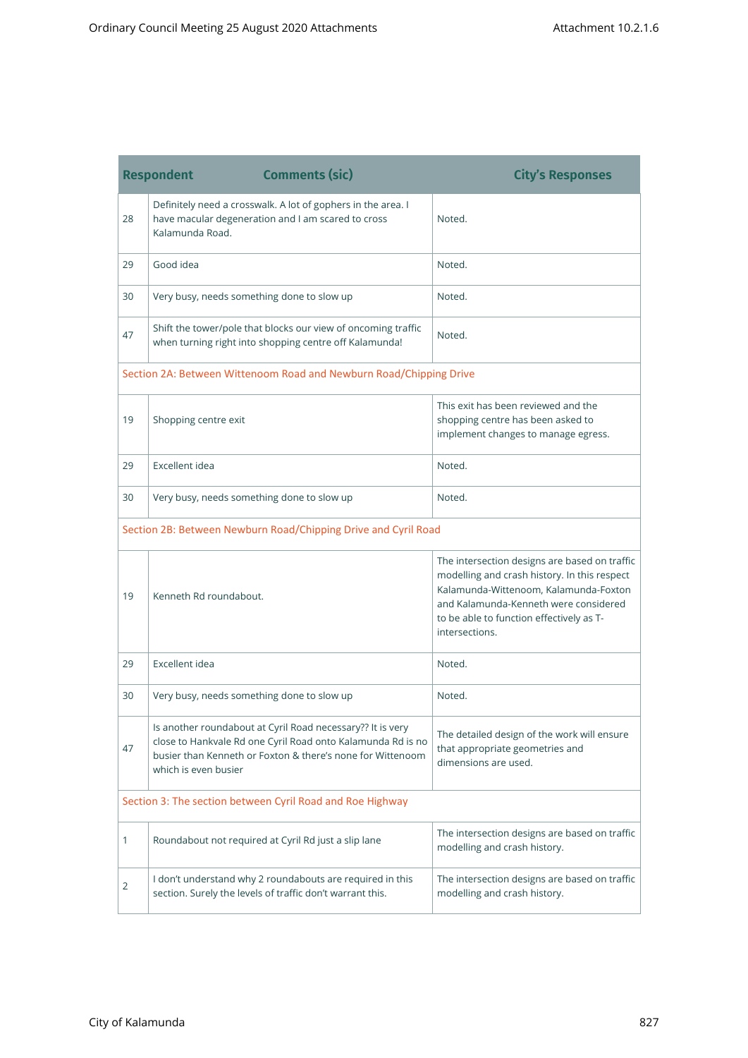| Respondent | Comments (sic) | City's Responses |
|---|---|---|
| 28 | Definitely need a crosswalk. A lot of gophers in the area. I have macular degeneration and I am scared to cross Kalamunda Road. | Noted. |
| 29 | Good idea | Noted. |
| 30 | Very busy, needs something done to slow up | Noted. |
| 47 | Shift the tower/pole that blocks our view of oncoming traffic when turning right into shopping centre off Kalamunda! | Noted. |
| Section 2A: Between Wittenoom Road and Newburn Road/Chipping Drive | | |
| 19 | Shopping centre exit | This exit has been reviewed and the shopping centre has been asked to implement changes to manage egress. |
| 29 | Excellent idea | Noted. |
| 30 | Very busy, needs something done to slow up | Noted. |
| Section 2B: Between Newburn Road/Chipping Drive and Cyril Road | | |
| 19 | Kenneth Rd roundabout. | The intersection designs are based on traffic modelling and crash history. In this respect Kalamunda-Wittenoom, Kalamunda-Foxton and Kalamunda-Kenneth were considered to be able to function effectively as T-intersections. |
| 29 | Excellent idea | Noted. |
| 30 | Very busy, needs something done to slow up | Noted. |
| 47 | Is another roundabout at Cyril Road necessary?? It is very close to Hankvale Rd one Cyril Road onto Kalamunda Rd is no busier than Kenneth or Foxton & there's none for Wittenoom which is even busier | The detailed design of the work will ensure that appropriate geometries and dimensions are used. |
| Section 3: The section between Cyril Road and Roe Highway | | |
| 1 | Roundabout not required at Cyril Rd just a slip lane | The intersection designs are based on traffic modelling and crash history. |
| 2 | I don't understand why 2 roundabouts are required in this section. Surely the levels of traffic don't warrant this. | The intersection designs are based on traffic modelling and crash history. |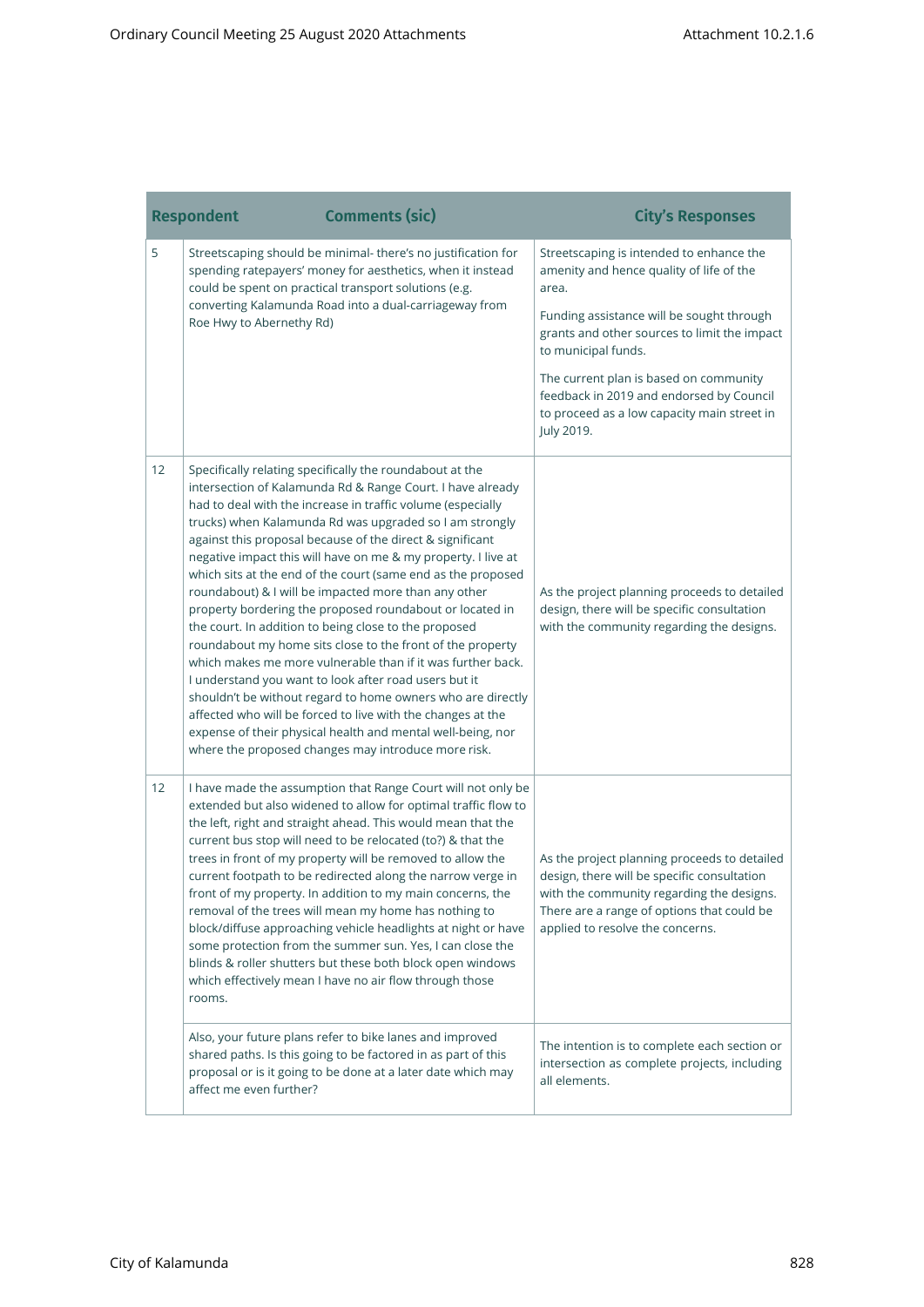| Respondent | Comments (sic) | City's Responses |
|---|---|---|
| 5 | Streetscaping should be minimal- there's no justification for spending ratepayers' money for aesthetics, when it instead could be spent on practical transport solutions (e.g. converting Kalamunda Road into a dual-carriageway from Roe Hwy to Abernethy Rd) | Streetscaping is intended to enhance the amenity and hence quality of life of the area.<br><br>Funding assistance will be sought through grants and other sources to limit the impact to municipal funds.<br><br>The current plan is based on community feedback in 2019 and endorsed by Council to proceed as a low capacity main street in July 2019. |
| 12 | Specifically relating specifically the roundabout at the intersection of Kalamunda Rd & Range Court. I have already had to deal with the increase in traffic volume (especially trucks) when Kalamunda Rd was upgraded so I am strongly against this proposal because of the direct & significant negative impact this will have on me & my property. I live at which sits at the end of the court (same end as the proposed roundabout) & I will be impacted more than any other property bordering the proposed roundabout or located in the court. In addition to being close to the proposed roundabout my home sits close to the front of the property which makes me more vulnerable than if it was further back. I understand you want to look after road users but it shouldn't be without regard to home owners who are directly affected who will be forced to live with the changes at the expense of their physical health and mental well-being, nor where the proposed changes may introduce more risk. | As the project planning proceeds to detailed design, there will be specific consultation with the community regarding the designs. |
| 12 | I have made the assumption that Range Court will not only be extended but also widened to allow for optimal traffic flow to the left, right and straight ahead. This would mean that the current bus stop will need to be relocated (to?) & that the trees in front of my property will be removed to allow the current footpath to be redirected along the narrow verge in front of my property. In addition to my main concerns, the removal of the trees will mean my home has nothing to block/diffuse approaching vehicle headlights at night or have some protection from the summer sun. Yes, I can close the blinds & roller shutters but these both block open windows which effectively mean I have no air flow through those rooms. | As the project planning proceeds to detailed design, there will be specific consultation with the community regarding the designs. There are a range of options that could be applied to resolve the concerns. |
| | Also, your future plans refer to bike lanes and improved shared paths. Is this going to be factored in as part of this proposal or is it going to be done at a later date which may affect me even further? | The intention is to complete each section or intersection as complete projects, including all elements. |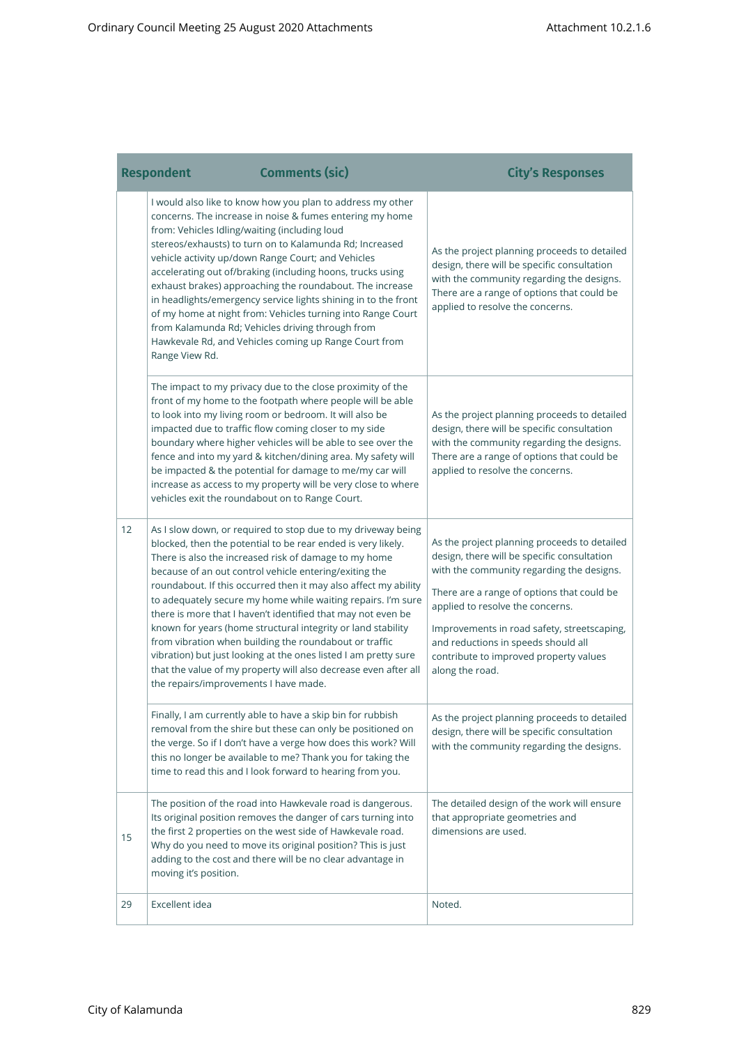| Respondent | Comments (sic) | City's Responses |
|---|---|---|
| | I would also like to know how you plan to address my other concerns. The increase in noise & fumes entering my home from: Vehicles Idling/waiting (including loud stereos/exhausts) to turn on to Kalamunda Rd; Increased vehicle activity up/down Range Court; and Vehicles accelerating out of/braking (including hoons, trucks using exhaust brakes) approaching the roundabout. The increase in headlights/emergency service lights shining in to the front of my home at night from: Vehicles turning into Range Court from Kalamunda Rd; Vehicles driving through from Hawkevale Rd, and Vehicles coming up Range Court from Range View Rd. | As the project planning proceeds to detailed design, there will be specific consultation with the community regarding the designs. There are a range of options that could be applied to resolve the concerns. |
| | The impact to my privacy due to the close proximity of the front of my home to the footpath where people will be able to look into my living room or bedroom. It will also be impacted due to traffic flow coming closer to my side boundary where higher vehicles will be able to see over the fence and into my yard & kitchen/dining area. My safety will be impacted & the potential for damage to me/my car will increase as access to my property will be very close to where vehicles exit the roundabout on to Range Court. | As the project planning proceeds to detailed design, there will be specific consultation with the community regarding the designs. There are a range of options that could be applied to resolve the concerns. |
| 12 | As I slow down, or required to stop due to my driveway being blocked, then the potential to be rear ended is very likely. There is also the increased risk of damage to my home because of an out control vehicle entering/exiting the roundabout. If this occurred then it may also affect my ability to adequately secure my home while waiting repairs. I'm sure there is more that I haven't identified that may not even be known for years (home structural integrity or land stability from vibration when building the roundabout or traffic vibration) but just looking at the ones listed I am pretty sure that the value of my property will also decrease even after all the repairs/improvements I have made. | As the project planning proceeds to detailed design, there will be specific consultation with the community regarding the designs.<br><br>There are a range of options that could be applied to resolve the concerns.<br><br>Improvements in road safety, streetscaping, and reductions in speeds should all contribute to improved property values along the road. |
| | Finally, I am currently able to have a skip bin for rubbish removal from the shire but these can only be positioned on the verge. So if I don't have a verge how does this work? Will this no longer be available to me? Thank you for taking the time to read this and I look forward to hearing from you. | As the project planning proceeds to detailed design, there will be specific consultation with the community regarding the designs. |
| 15 | The position of the road into Hawkevale road is dangerous. Its original position removes the danger of cars turning into the first 2 properties on the west side of Hawkevale road. Why do you need to move its original position? This is just adding to the cost and there will be no clear advantage in moving it's position. | The detailed design of the work will ensure that appropriate geometries and dimensions are used. |
| 29 | Excellent idea | Noted. |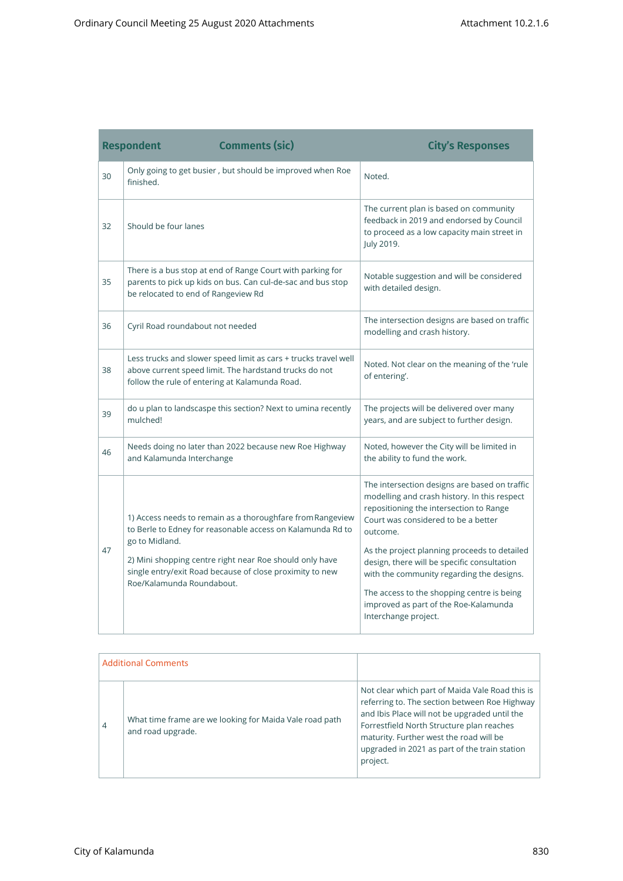| Respondent | Comments (sic) | City's Responses |
|---|---|---|
| 30 | Only going to get busier , but should be improved when Roe finished. | Noted. |
| 32 | Should be four lanes | The current plan is based on community feedback in 2019 and endorsed by Council to proceed as a low capacity main street in July 2019. |
| 35 | There is a bus stop at end of Range Court with parking for parents to pick up kids on bus. Can cul-de-sac and bus stop be relocated to end of Rangeview Rd | Notable suggestion and will be considered with detailed design. |
| 36 | Cyril Road roundabout not needed | The intersection designs are based on traffic modelling and crash history. |
| 38 | Less trucks and slower speed limit as cars + trucks travel well above current speed limit. The hardstand trucks do not follow the rule of entering at Kalamunda Road. | Noted. Not clear on the meaning of the 'rule of entering'. |
| 39 | do u plan to landscaspe this section? Next to umina recently mulched! | The projects will be delivered over many years, and are subject to further design. |
| 46 | Needs doing no later than 2022 because new Roe Highway and Kalamunda Interchange | Noted, however the City will be limited in the ability to fund the work. |
| 47 | 1) Access needs to remain as a thoroughfare from Rangeview to Berle to Edney for reasonable access on Kalamunda Rd to go to Midland.<br><br>2) Mini shopping centre right near Roe should only have single entry/exit Road because of close proximity to new Roe/Kalamunda Roundabout. | The intersection designs are based on traffic modelling and crash history. In this respect repositioning the intersection to Range Court was considered to be a better outcome.<br><br>As the project planning proceeds to detailed design, there will be specific consultation with the community regarding the designs.<br><br>The access to the shopping centre is being improved as part of the Roe-Kalamunda Interchange project. |

| Additional Comments | | |
|---|---|---|
| 4 | What time frame are we looking for Maida Vale road path and road upgrade. | Not clear which part of Maida Vale Road this is referring to. The section between Roe Highway and Ibis Place will not be upgraded until the Forrestfield North Structure plan reaches maturity. Further west the road will be upgraded in 2021 as part of the train station project. |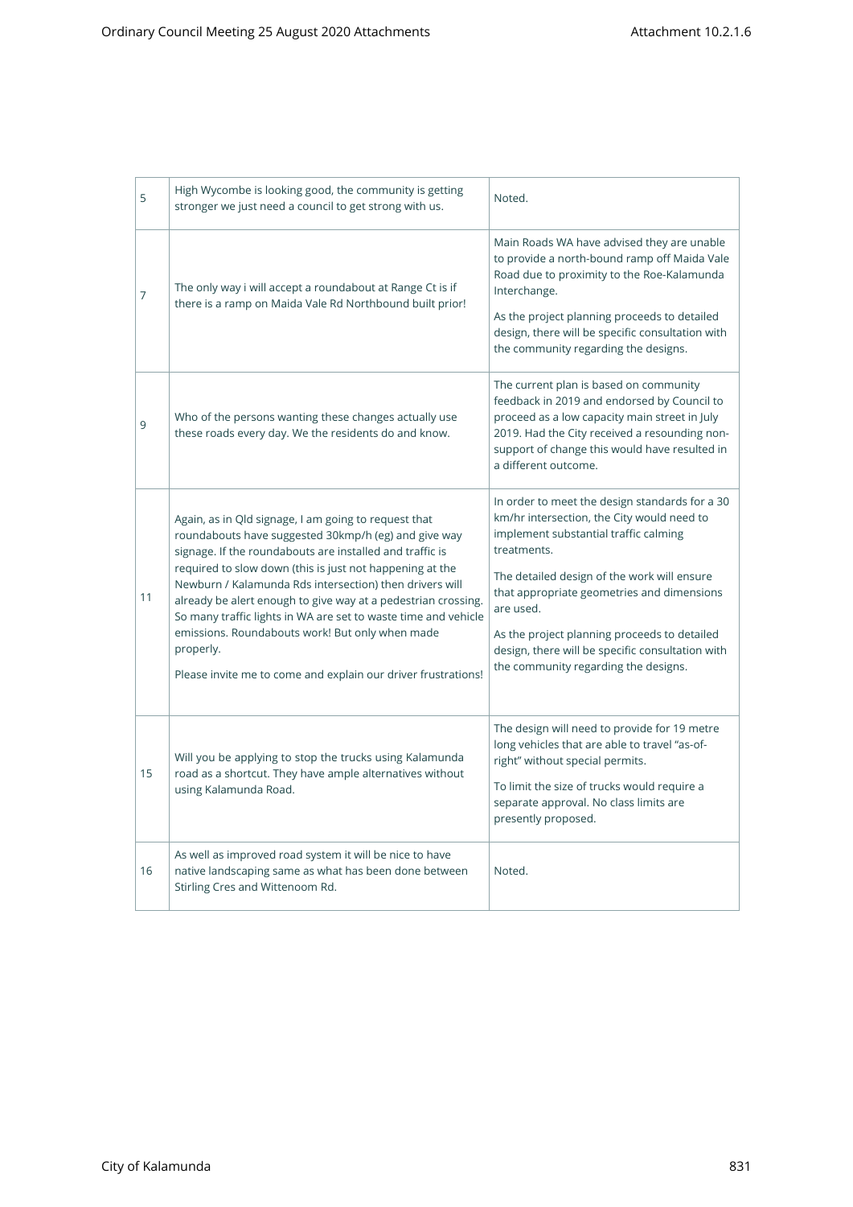| 5 | High Wycombe is looking good, the community is getting stronger we just need a council to get strong with us. | Noted. |
|---|---|---|
| 7 | The only way i will accept a roundabout at Range Ct is if there is a ramp on Maida Vale Rd Northbound built prior! | Main Roads WA have advised they are unable to provide a north-bound ramp off Maida Vale Road due to proximity to the Roe-Kalamunda Interchange.<br><br>As the project planning proceeds to detailed design, there will be specific consultation with the community regarding the designs. |
| 9 | Who of the persons wanting these changes actually use these roads every day. We the residents do and know. | The current plan is based on community feedback in 2019 and endorsed by Council to proceed as a low capacity main street in July 2019. Had the City received a resounding non-support of change this would have resulted in a different outcome. |
| 11 | Again, as in Qld signage, I am going to request that roundabouts have suggested 30kmp/h (eg) and give way signage. If the roundabouts are installed and traffic is required to slow down (this is just not happening at the Newburn / Kalamunda Rds intersection) then drivers will already be alert enough to give way at a pedestrian crossing. So many traffic lights in WA are set to waste time and vehicle emissions. Roundabouts work! But only when made properly.<br><br>Please invite me to come and explain our driver frustrations! | In order to meet the design standards for a 30 km/hr intersection, the City would need to implement substantial traffic calming treatments.<br><br>The detailed design of the work will ensure that appropriate geometries and dimensions are used.<br><br>As the project planning proceeds to detailed design, there will be specific consultation with the community regarding the designs. |
| 15 | Will you be applying to stop the trucks using Kalamunda road as a shortcut. They have ample alternatives without using Kalamunda Road. | The design will need to provide for 19 metre long vehicles that are able to travel "as-of-right" without special permits.<br><br>To limit the size of trucks would require a separate approval. No class limits are presently proposed. |
| 16 | As well as improved road system it will be nice to have native landscaping same as what has been done between Stirling Cres and Wittenoom Rd. | Noted. |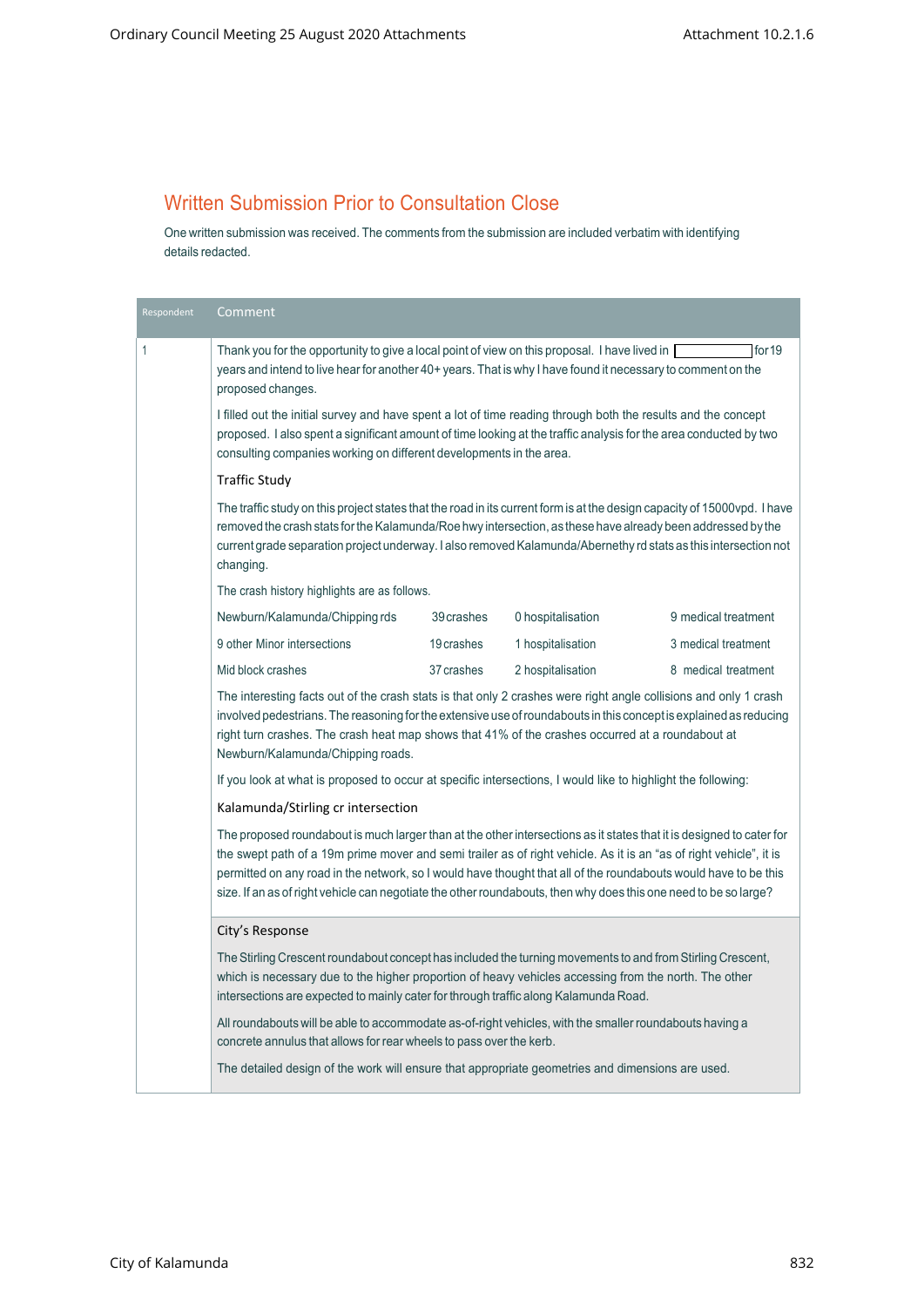## Written Submission Prior to Consultation Close

One written submission was received. The comments from the submission are included verbatim with identifying details redacted.

| Respondent | Comment |
| --- | --- |
| 1 | Thank you for the opportunity to give a local point of view on this proposal. I have lived in [redacted] for 19 years and intend to live hear for another 40+ years. That is why I have found it necessary to comment on the proposed changes.<br><br>I filled out the initial survey and have spent a lot of time reading through both the results and the concept proposed. I also spent a significant amount of time looking at the traffic analysis for the area conducted by two consulting companies working on different developments in the area.<br><br>Traffic Study<br><br>The traffic study on this project states that the road in its current form is at the design capacity of 15000vpd. I have removed the crash stats for the Kalamunda/Roe hwy intersection, as these have already been addressed by the current grade separation project underway. I also removed Kalamunda/Abernethy rd stats as this intersection not changing.<br><br>The crash history highlights are as follows.<br><br>Newburn/Kalamunda/Chipping rds — 39 crashes — 0 hospitalisation — 9 medical treatment<br>9 other Minor intersections — 19 crashes — 1 hospitalisation — 3 medical treatment<br>Mid block crashes — 37 crashes — 2 hospitalisation — 8 medical treatment<br><br>The interesting facts out of the crash stats is that only 2 crashes were right angle collisions and only 1 crash involved pedestrians. The reasoning for the extensive use of roundabouts in this concept is explained as reducing right turn crashes. The crash heat map shows that 41% of the crashes occurred at a roundabout at Newburn/Kalamunda/Chipping roads.<br><br>If you look at what is proposed to occur at specific intersections, I would like to highlight the following:<br><br>Kalamunda/Stirling cr intersection<br><br>The proposed roundabout is much larger than at the other intersections as it states that it is designed to cater for the swept path of a 19m prime mover and semi trailer as of right vehicle. As it is an "as of right vehicle", it is permitted on any road in the network, so I would have thought that all of the roundabouts would have to be this size. If an as of right vehicle can negotiate the other roundabouts, then why does this one need to be so large? |
| | City's Response<br><br>The Stirling Crescent roundabout concept has included the turning movements to and from Stirling Crescent, which is necessary due to the higher proportion of heavy vehicles accessing from the north. The other intersections are expected to mainly cater for through traffic along Kalamunda Road.<br><br>All roundabouts will be able to accommodate as-of-right vehicles, with the smaller roundabouts having a concrete annulus that allows for rear wheels to pass over the kerb.<br><br>The detailed design of the work will ensure that appropriate geometries and dimensions are used. |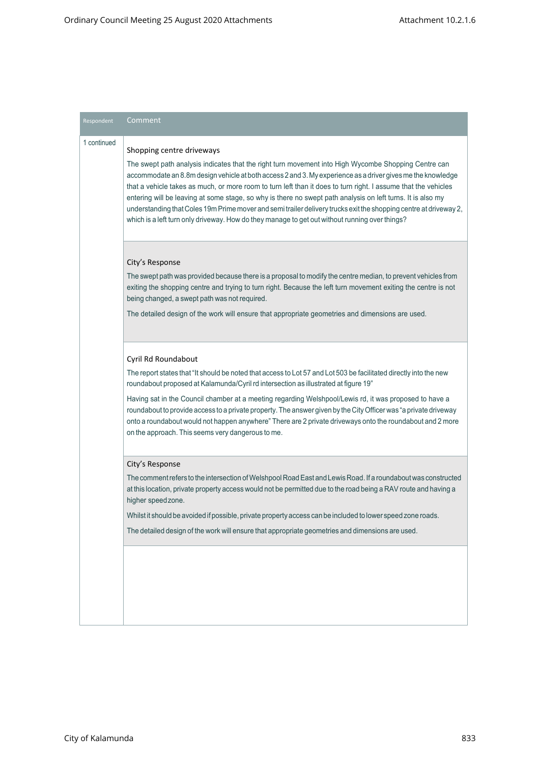| Respondent | Comment |
|---|---|
| 1 continued | **Shopping centre driveways**<br><br>The swept path analysis indicates that the right turn movement into High Wycombe Shopping Centre can accommodate an 8.8m design vehicle at both access 2 and 3. My experience as a driver gives me the knowledge that a vehicle takes as much, or more room to turn left than it does to turn right. I assume that the vehicles entering will be leaving at some stage, so why is there no swept path analysis on left turns. It is also my understanding that Coles 19m Prime mover and semi trailer delivery trucks exit the shopping centre at driveway 2, which is a left turn only driveway. How do they manage to get out without running over things? |
| | **City's Response**<br><br>The swept path was provided because there is a proposal to modify the centre median, to prevent vehicles from exiting the shopping centre and trying to turn right. Because the left turn movement exiting the centre is not being changed, a swept path was not required.<br><br>The detailed design of the work will ensure that appropriate geometries and dimensions are used. |
| | **Cyril Rd Roundabout**<br><br>The report states that "It should be noted that access to Lot 57 and Lot 503 be facilitated directly into the new roundabout proposed at Kalamunda/Cyril rd intersection as illustrated at figure 19"<br><br>Having sat in the Council chamber at a meeting regarding Welshpool/Lewis rd, it was proposed to have a roundabout to provide access to a private property. The answer given by the City Officer was "a private driveway onto a roundabout would not happen anywhere" There are 2 private driveways onto the roundabout and 2 more on the approach. This seems very dangerous to me. |
| | **City's Response**<br><br>The comment refers to the intersection of Welshpool Road East and Lewis Road. If a roundabout was constructed at this location, private property access would not be permitted due to the road being a RAV route and having a higher speed zone.<br><br>Whilst it should be avoided if possible, private property access can be included to lower speed zone roads.<br><br>The detailed design of the work will ensure that appropriate geometries and dimensions are used. |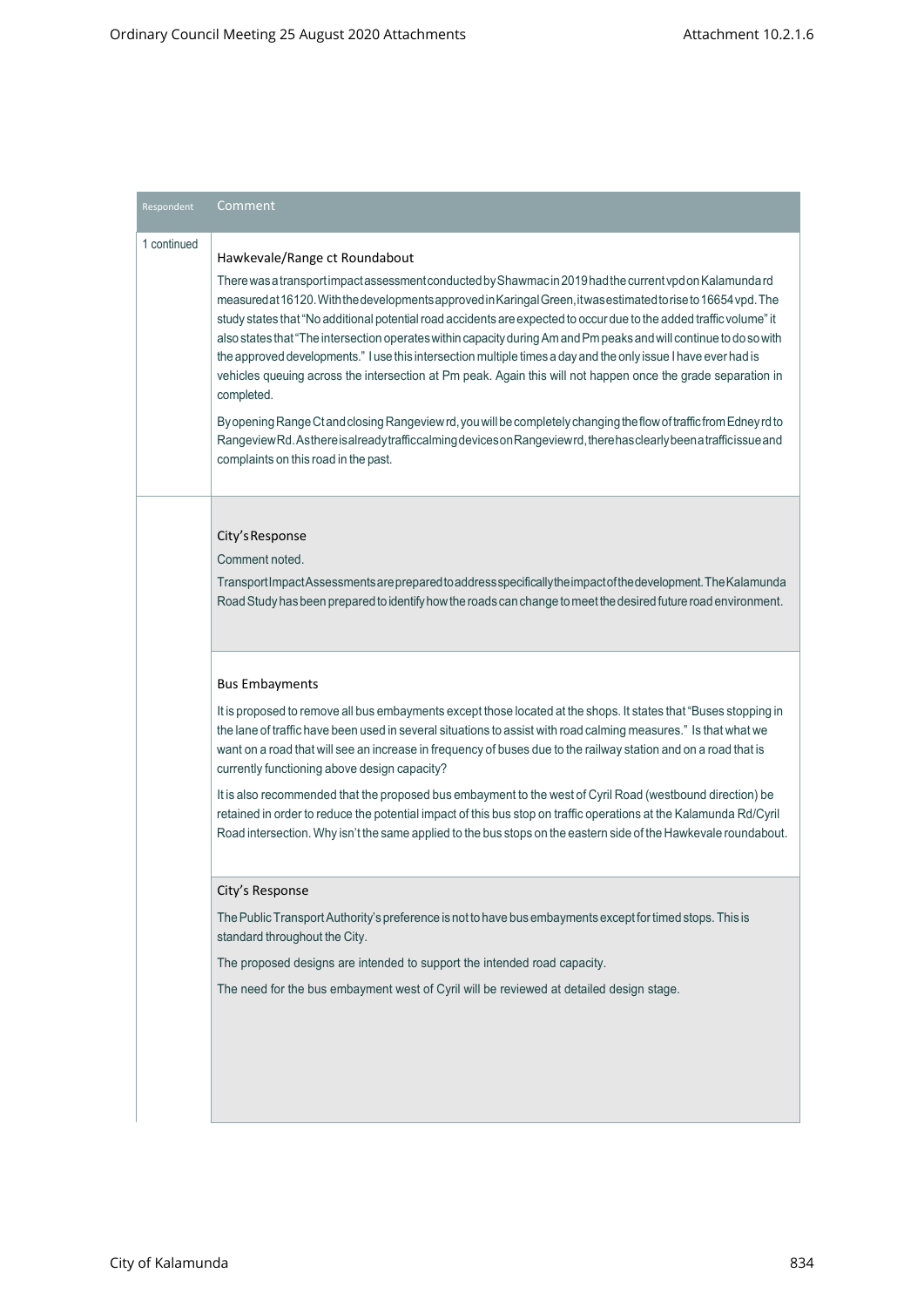| Respondent | Comment |
|---|---|
| 1 continued | Hawkevale/Range ct Roundabout<br><br>There was a transport impact assessment conducted by Shawmac in 2019 had the current vpd on Kalamunda rd measured at 16120. With the developments approved in Karingal Green, it was estimated to rise to 16654 vpd. The study states that "No additional potential road accidents are expected to occur due to the added traffic volume" it also states that "The intersection operates within capacity during Am and Pm peaks and will continue to do so with the approved developments." I use this intersection multiple times a day and the only issue I have ever had is vehicles queuing across the intersection at Pm peak. Again this will not happen once the grade separation in completed.<br><br>By opening Range Ct and closing Rangeview rd, you will be completely changing the flow of traffic from Edney rd to Rangeview Rd. As there is already traffic calming devices on Rangeview rd, there has clearly been a traffic issue and complaints on this road in the past. |
| | City's Response<br><br>Comment noted.<br><br>Transport Impact Assessments are prepared to address specifically the impact of the development. The Kalamunda Road Study has been prepared to identify how the roads can change to meet the desired future road environment. |
| | Bus Embayments<br><br>It is proposed to remove all bus embayments except those located at the shops. It states that "Buses stopping in the lane of traffic have been used in several situations to assist with road calming measures." Is that what we want on a road that will see an increase in frequency of buses due to the railway station and on a road that is currently functioning above design capacity?<br><br>It is also recommended that the proposed bus embayment to the west of Cyril Road (westbound direction) be retained in order to reduce the potential impact of this bus stop on traffic operations at the Kalamunda Rd/Cyril Road intersection. Why isn't the same applied to the bus stops on the eastern side of the Hawkevale roundabout. |
| | City's Response<br><br>The Public Transport Authority's preference is not to have bus embayments except for timed stops. This is standard throughout the City.<br><br>The proposed designs are intended to support the intended road capacity.<br><br>The need for the bus embayment west of Cyril will be reviewed at detailed design stage. |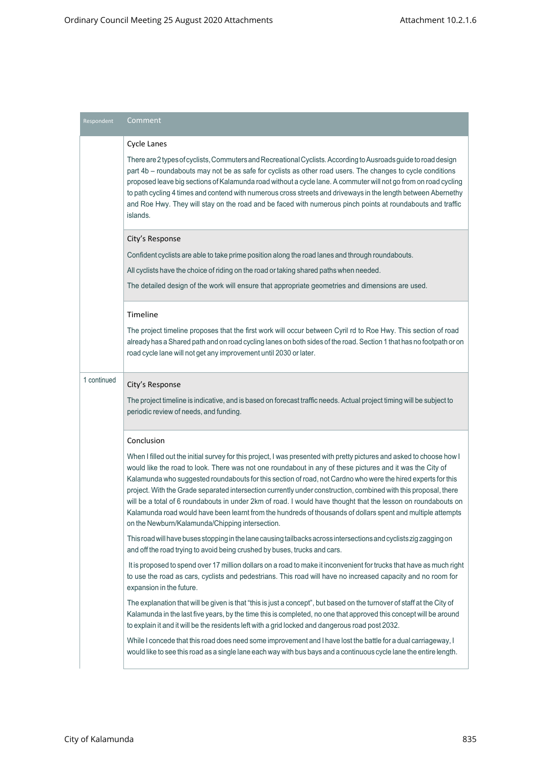| Respondent | Comment |
|---|---|
| | Cycle Lanes<br><br>There are 2 types of cyclists, Commuters and Recreational Cyclists. According to Ausroads guide to road design part 4b – roundabouts may not be as safe for cyclists as other road users. The changes to cycle conditions proposed leave big sections of Kalamunda road without a cycle lane. A commuter will not go from on road cycling to path cycling 4 times and contend with numerous cross streets and driveways in the length between Abernethy and Roe Hwy. They will stay on the road and be faced with numerous pinch points at roundabouts and traffic islands. |
| | City's Response<br><br>Confident cyclists are able to take prime position along the road lanes and through roundabouts.<br><br>All cyclists have the choice of riding on the road or taking shared paths when needed.<br><br>The detailed design of the work will ensure that appropriate geometries and dimensions are used. |
| | Timeline<br><br>The project timeline proposes that the first work will occur between Cyril rd to Roe Hwy. This section of road already has a Shared path and on road cycling lanes on both sides of the road. Section 1 that has no footpath or on road cycle lane will not get any improvement until 2030 or later. |
| 1 continued | City's Response<br><br>The project timeline is indicative, and is based on forecast traffic needs. Actual project timing will be subject to periodic review of needs, and funding. |
| | Conclusion<br><br>When I filled out the initial survey for this project, I was presented with pretty pictures and asked to choose how I would like the road to look. There was not one roundabout in any of these pictures and it was the City of Kalamunda who suggested roundabouts for this section of road, not Cardno who were the hired experts for this project. With the Grade separated intersection currently under construction, combined with this proposal, there will be a total of 6 roundabouts in under 2km of road. I would have thought that the lesson on roundabouts on Kalamunda road would have been learnt from the hundreds of thousands of dollars spent and multiple attempts on the Newburn/Kalamunda/Chipping intersection.<br><br>This road will have buses stopping in the lane causing tailbacks across intersections and cyclists zig zagging on and off the road trying to avoid being crushed by buses, trucks and cars.<br><br>It is proposed to spend over 17 million dollars on a road to make it inconvenient for trucks that have as much right to use the road as cars, cyclists and pedestrians. This road will have no increased capacity and no room for expansion in the future.<br><br>The explanation that will be given is that "this is just a concept", but based on the turnover of staff at the City of Kalamunda in the last five years, by the time this is completed, no one that approved this concept will be around to explain it and it will be the residents left with a grid locked and dangerous road post 2032.<br><br>While I concede that this road does need some improvement and I have lost the battle for a dual carriageway, I would like to see this road as a single lane each way with bus bays and a continuous cycle lane the entire length. |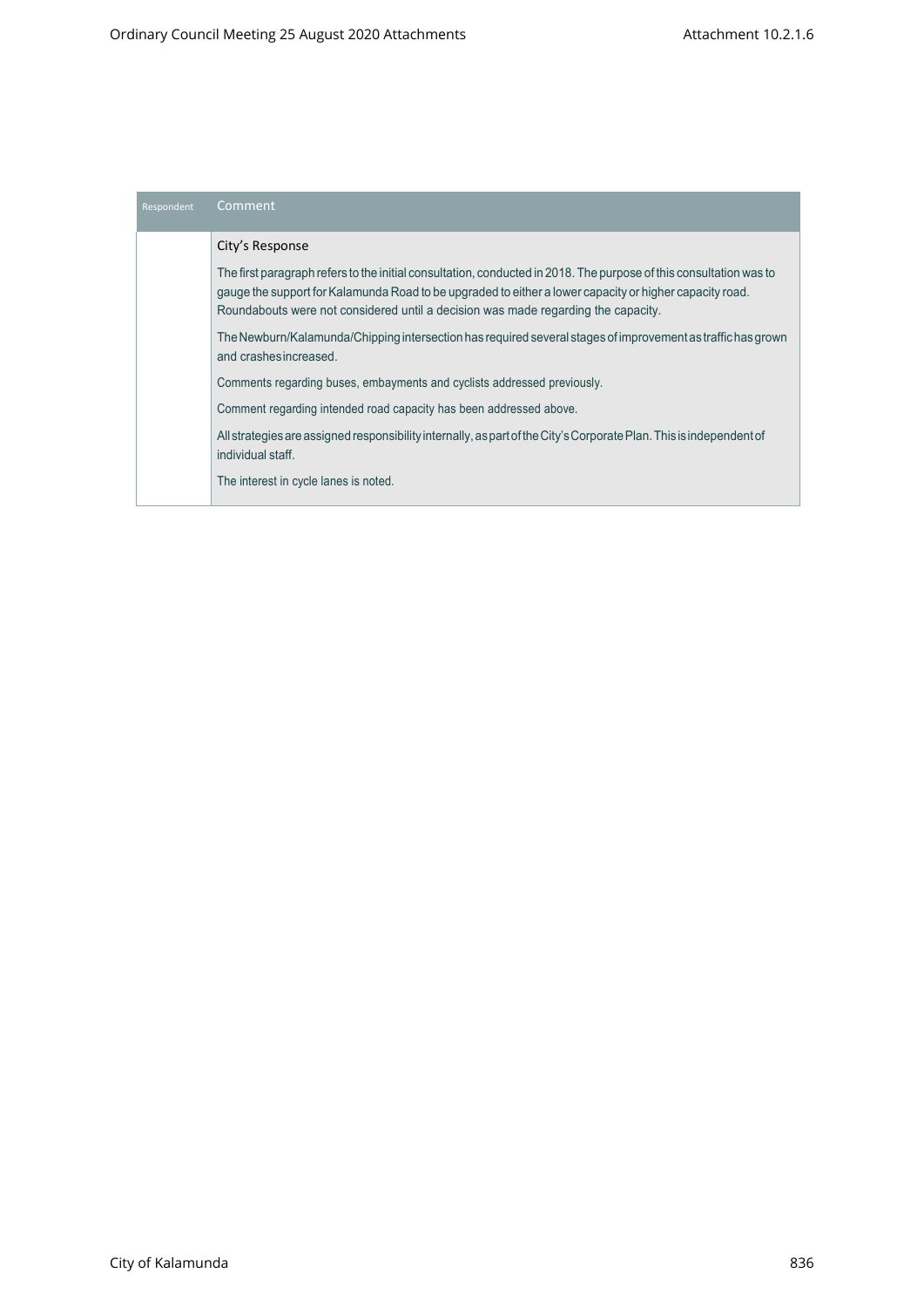| Respondent | Comment |
|---|---|
| | City's Response<br><br>The first paragraph refers to the initial consultation, conducted in 2018. The purpose of this consultation was to gauge the support for Kalamunda Road to be upgraded to either a lower capacity or higher capacity road. Roundabouts were not considered until a decision was made regarding the capacity.<br><br>The Newburn/Kalamunda/Chipping intersection has required several stages of improvement as traffic has grown and crashes increased.<br><br>Comments regarding buses, embayments and cyclists addressed previously.<br><br>Comment regarding intended road capacity has been addressed above.<br><br>All strategies are assigned responsibility internally, as part of the City's Corporate Plan. This is independent of individual staff.<br><br>The interest in cycle lanes is noted. |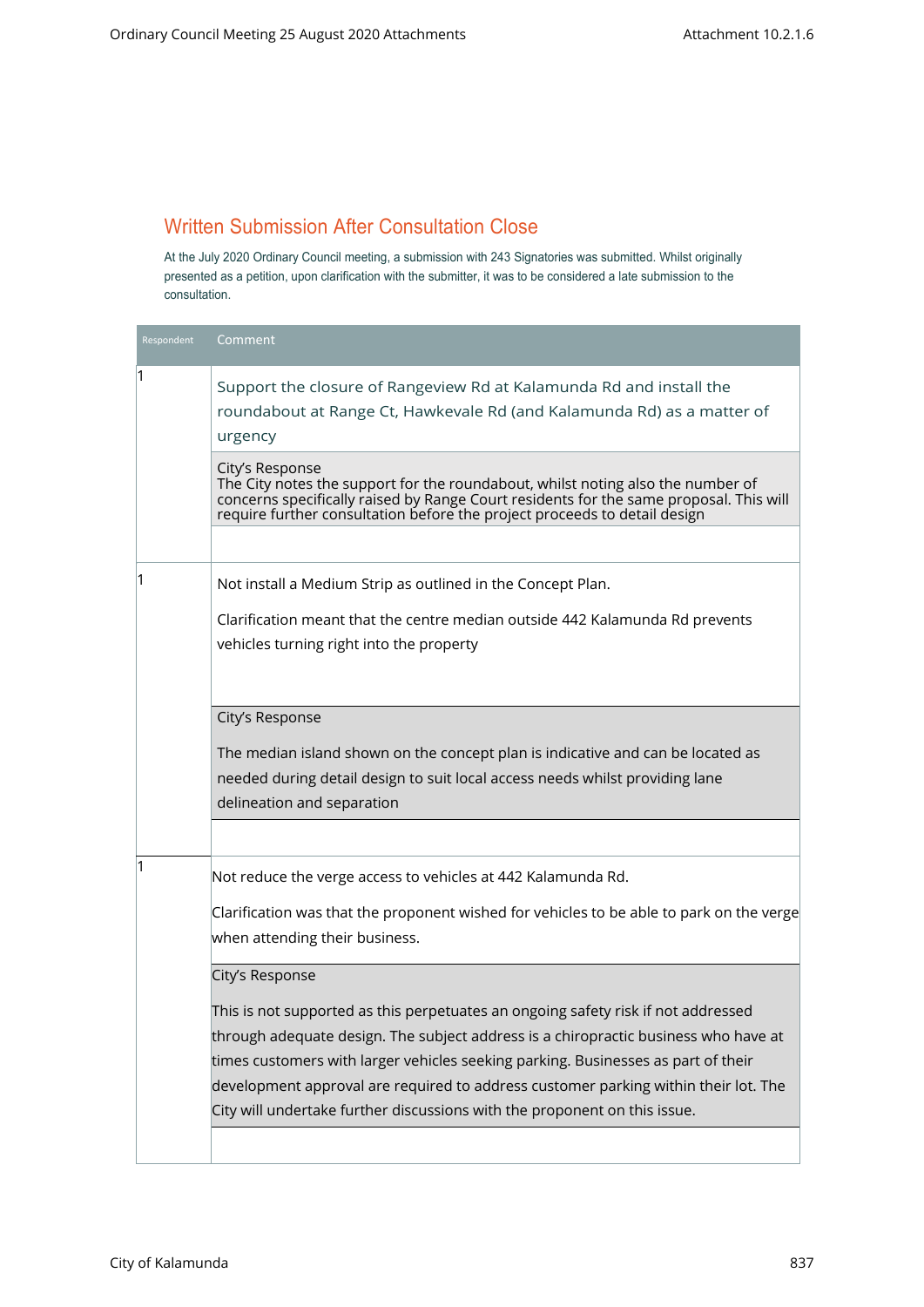## Written Submission After Consultation Close

At the July 2020 Ordinary Council meeting, a submission with 243 Signatories was submitted. Whilst originally presented as a petition, upon clarification with the submitter, it was to be considered a late submission to the consultation.

| Respondent | Comment |
|---|---|
| 1 | Support the closure of Rangeview Rd at Kalamunda Rd and install the roundabout at Range Ct, Hawkevale Rd (and Kalamunda Rd) as a matter of urgency |
| | City's Response<br>The City notes the support for the roundabout, whilst noting also the number of concerns specifically raised by Range Court residents for the same proposal. This will require further consultation before the project proceeds to detail design |
| 1 | Not install a Medium Strip as outlined in the Concept Plan.<br><br>Clarification meant that the centre median outside 442 Kalamunda Rd prevents vehicles turning right into the property |
| | City's Response<br><br>The median island shown on the concept plan is indicative and can be located as needed during detail design to suit local access needs whilst providing lane delineation and separation |
| 1 | Not reduce the verge access to vehicles at 442 Kalamunda Rd.<br><br>Clarification was that the proponent wished for vehicles to be able to park on the verge when attending their business. |
| | City's Response<br><br>This is not supported as this perpetuates an ongoing safety risk if not addressed through adequate design. The subject address is a chiropractic business who have at times customers with larger vehicles seeking parking. Businesses as part of their development approval are required to address customer parking within their lot. The City will undertake further discussions with the proponent on this issue. |